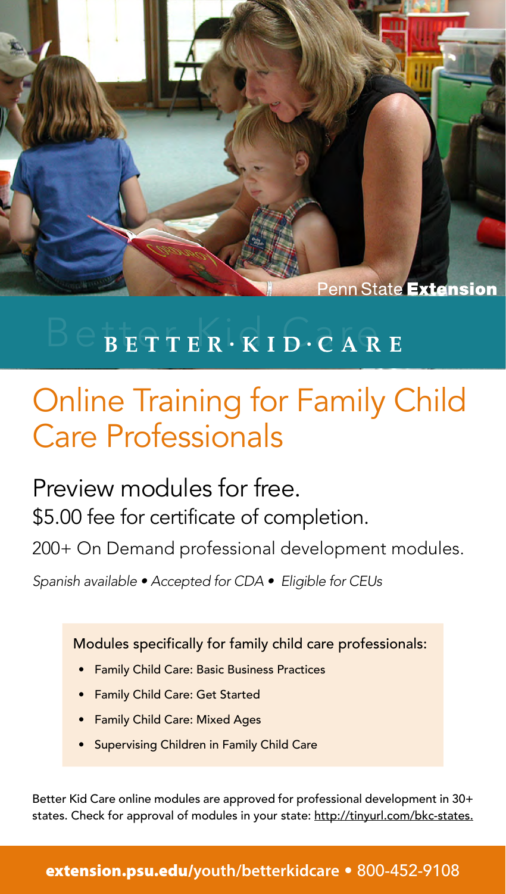Penn State **Extension**

# BETTER·KID·CARE

## Online Training for Family Child Care Professionals

### Preview modules for free.

$5.00 fee for certificate of completion.

200+ On Demand professional development modules.

*Spanish available • Accepted for CDA • Eligible for CEUs*

Modules specifically for family child care professionals:

- Family Child Care: Basic Business Practices
- Family Child Care: Get Started
- Family Child Care: Mixed Ages
- Supervising Children in Family Child Care

Better Kid Care online modules are approved for professional development in 30+ states. Check for approval of modules in your state: http://tinyurl.com/bkc-states.

**extension.psu.edu/youth/betterkidcare** • 800-452-9108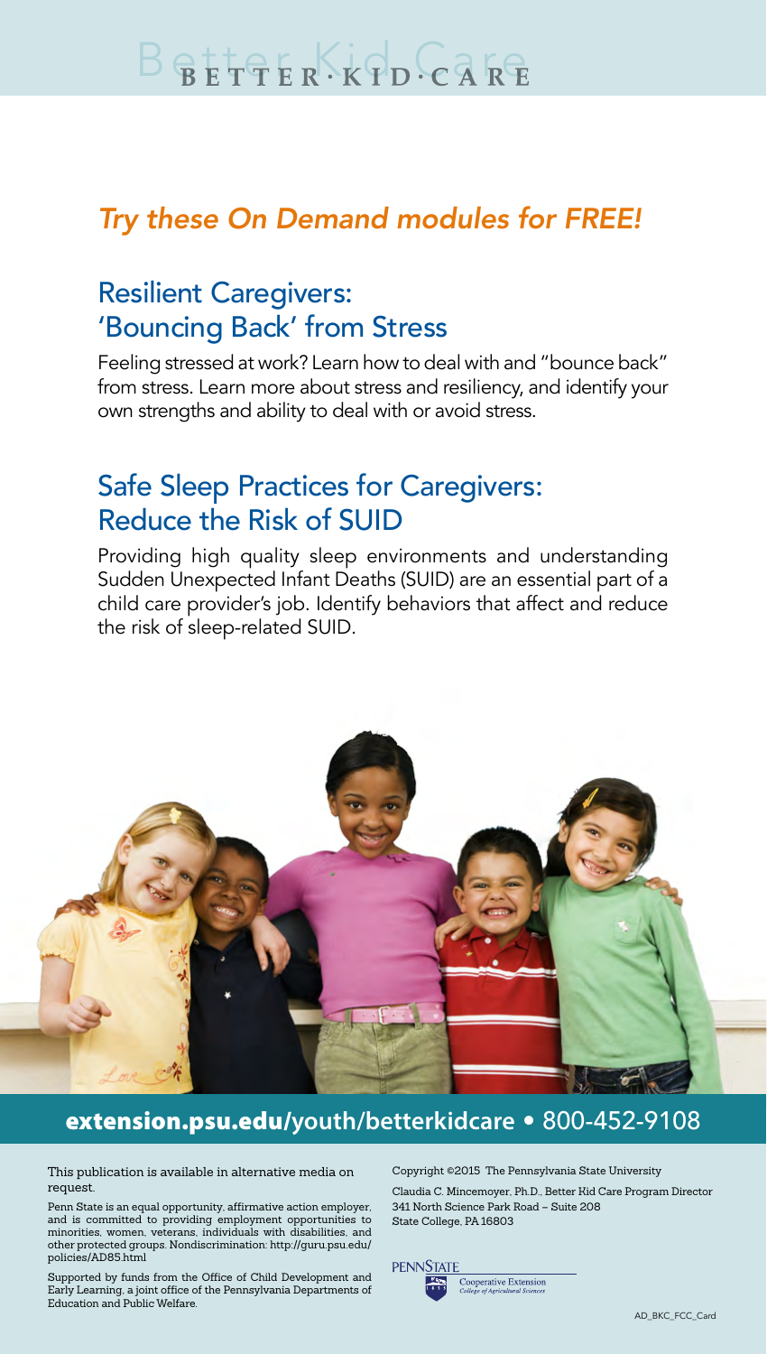# BETTER·KID·CARE

*Try these On Demand modules for FREE!*

## Resilient Caregivers: 'Bouncing Back' from Stress

Feeling stressed at work? Learn how to deal with and "bounce back" from stress. Learn more about stress and resiliency, and identify your own strengths and ability to deal with or avoid stress.

## Safe Sleep Practices for Caregivers: Reduce the Risk of SUID

Providing high quality sleep environments and understanding Sudden Unexpected Infant Deaths (SUID) are an essential part of a child care provider's job. Identify behaviors that affect and reduce the risk of sleep-related SUID.

**extension.psu.edu/youth/betterkidcare • 800-452-9108**

This publication is available in alternative media on request.

Penn State is an equal opportunity, affirmative action employer, and is committed to providing employment opportunities to minorities, women, veterans, individuals with disabilities, and other protected groups. Nondiscrimination: http://guru.psu.edu/policies/AD85.html

Supported by funds from the Office of Child Development and Early Learning, a joint office of the Pennsylvania Departments of Education and Public Welfare.

Copyright ©2015 The Pennsylvania State University

Claudia C. Mincemoyer, Ph.D., Better Kid Care Program Director
341 North Science Park Road – Suite 208
State College, PA 16803

PENNSTATE
Cooperative Extension
College of Agricultural Sciences

AD_BKC_FCC_Card